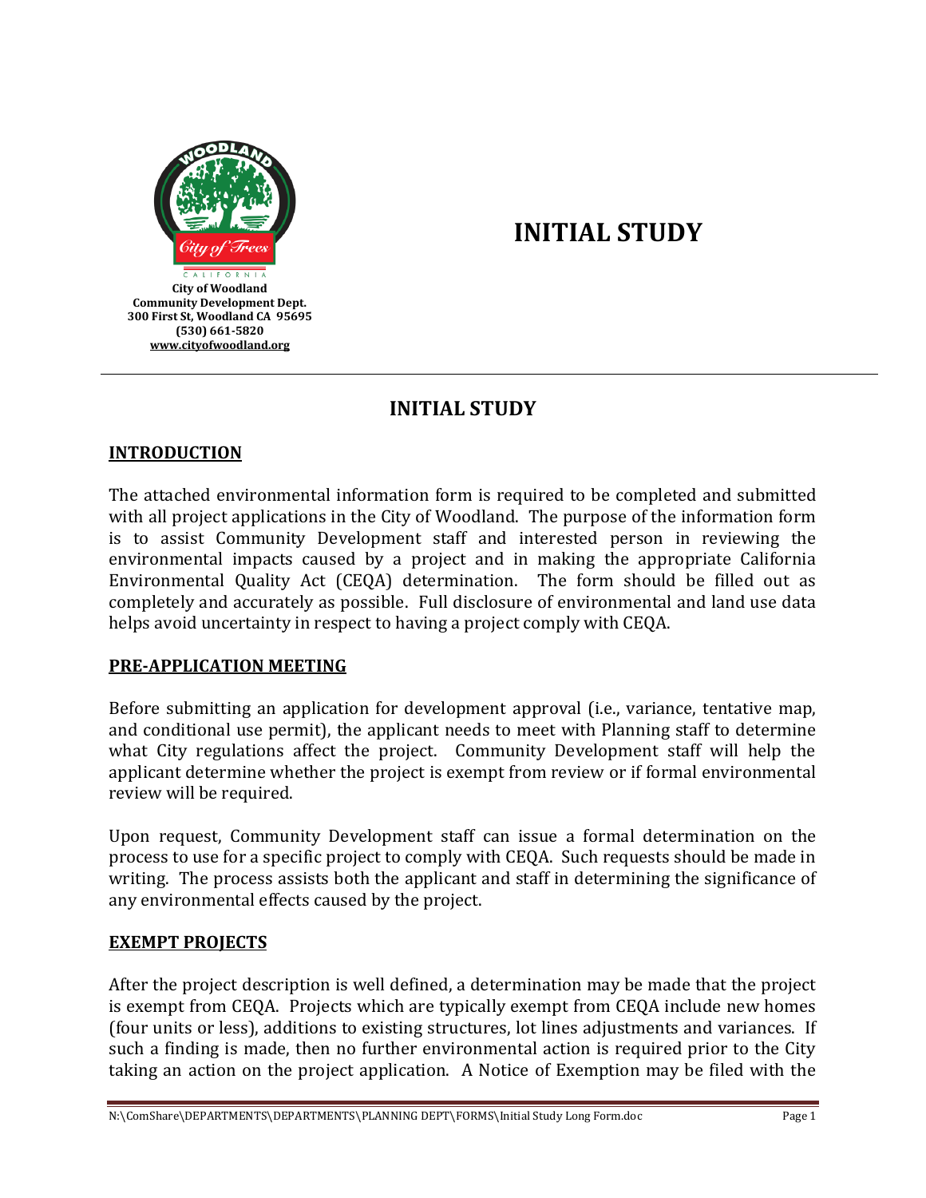City of Woodland
Community Development Dept.
300 First St, Woodland CA 95695
(530) 661-5820
www.cityofwoodland.org

# INITIAL STUDY

## INITIAL STUDY

### INTRODUCTION

The attached environmental information form is required to be completed and submitted with all project applications in the City of Woodland. The purpose of the information form is to assist Community Development staff and interested person in reviewing the environmental impacts caused by a project and in making the appropriate California Environmental Quality Act (CEQA) determination. The form should be filled out as completely and accurately as possible. Full disclosure of environmental and land use data helps avoid uncertainty in respect to having a project comply with CEQA.

### PRE-APPLICATION MEETING

Before submitting an application for development approval (i.e., variance, tentative map, and conditional use permit), the applicant needs to meet with Planning staff to determine what City regulations affect the project. Community Development staff will help the applicant determine whether the project is exempt from review or if formal environmental review will be required.

Upon request, Community Development staff can issue a formal determination on the process to use for a specific project to comply with CEQA. Such requests should be made in writing. The process assists both the applicant and staff in determining the significance of any environmental effects caused by the project.

### EXEMPT PROJECTS

After the project description is well defined, a determination may be made that the project is exempt from CEQA. Projects which are typically exempt from CEQA include new homes (four units or less), additions to existing structures, lot lines adjustments and variances. If such a finding is made, then no further environmental action is required prior to the City taking an action on the project application. A Notice of Exemption may be filed with the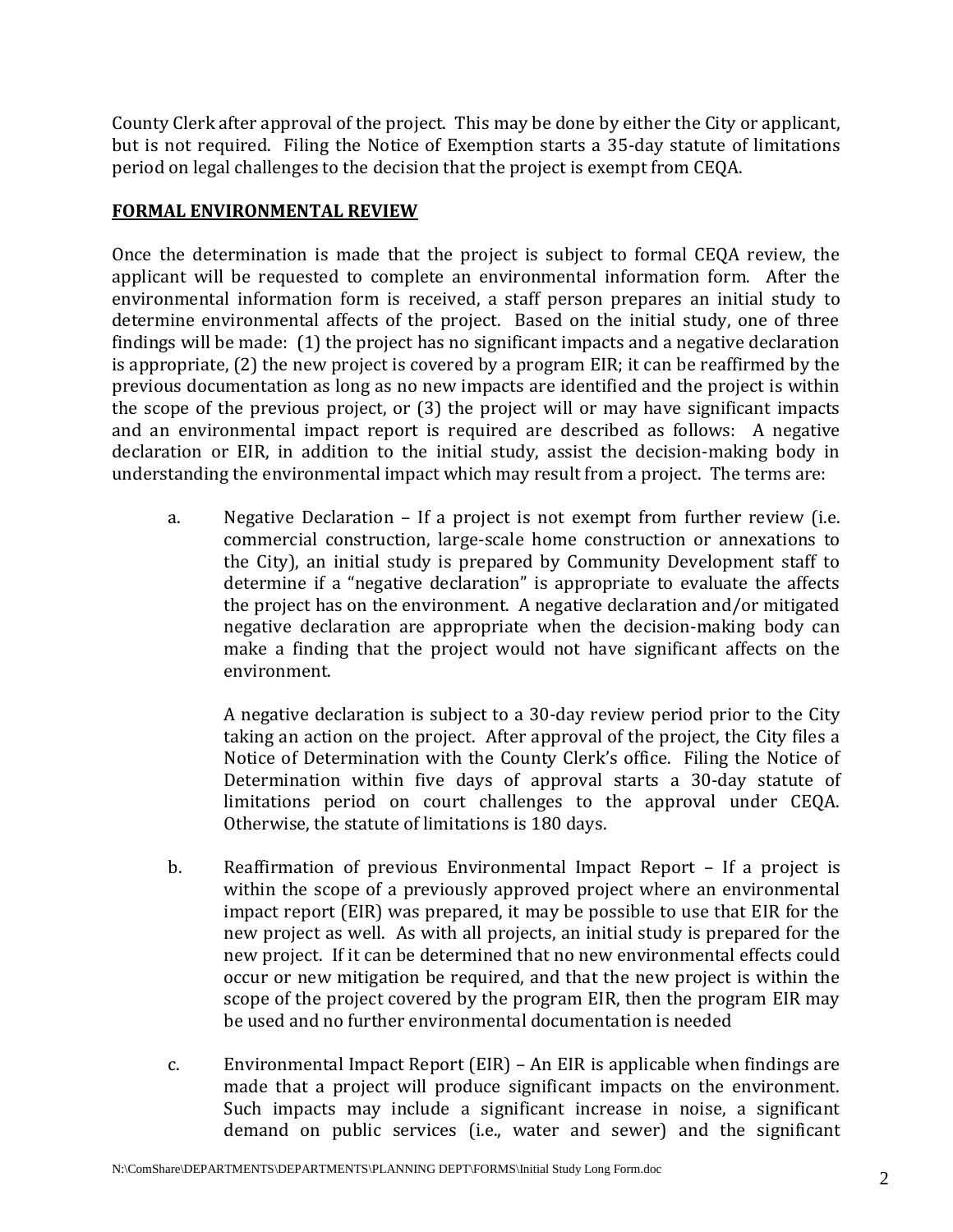County Clerk after approval of the project. This may be done by either the City or applicant, but is not required. Filing the Notice of Exemption starts a 35-day statute of limitations period on legal challenges to the decision that the project is exempt from CEQA.

**FORMAL ENVIRONMENTAL REVIEW**

Once the determination is made that the project is subject to formal CEQA review, the applicant will be requested to complete an environmental information form. After the environmental information form is received, a staff person prepares an initial study to determine environmental affects of the project. Based on the initial study, one of three findings will be made: (1) the project has no significant impacts and a negative declaration is appropriate, (2) the new project is covered by a program EIR; it can be reaffirmed by the previous documentation as long as no new impacts are identified and the project is within the scope of the previous project, or (3) the project will or may have significant impacts and an environmental impact report is required are described as follows: A negative declaration or EIR, in addition to the initial study, assist the decision-making body in understanding the environmental impact which may result from a project. The terms are:

a. Negative Declaration – If a project is not exempt from further review (i.e. commercial construction, large-scale home construction or annexations to the City), an initial study is prepared by Community Development staff to determine if a "negative declaration" is appropriate to evaluate the affects the project has on the environment. A negative declaration and/or mitigated negative declaration are appropriate when the decision-making body can make a finding that the project would not have significant affects on the environment.

   A negative declaration is subject to a 30-day review period prior to the City taking an action on the project. After approval of the project, the City files a Notice of Determination with the County Clerk's office. Filing the Notice of Determination within five days of approval starts a 30-day statute of limitations period on court challenges to the approval under CEQA. Otherwise, the statute of limitations is 180 days.

b. Reaffirmation of previous Environmental Impact Report – If a project is within the scope of a previously approved project where an environmental impact report (EIR) was prepared, it may be possible to use that EIR for the new project as well. As with all projects, an initial study is prepared for the new project. If it can be determined that no new environmental effects could occur or new mitigation be required, and that the new project is within the scope of the project covered by the program EIR, then the program EIR may be used and no further environmental documentation is needed

c. Environmental Impact Report (EIR) – An EIR is applicable when findings are made that a project will produce significant impacts on the environment. Such impacts may include a significant increase in noise, a significant demand on public services (i.e., water and sewer) and the significant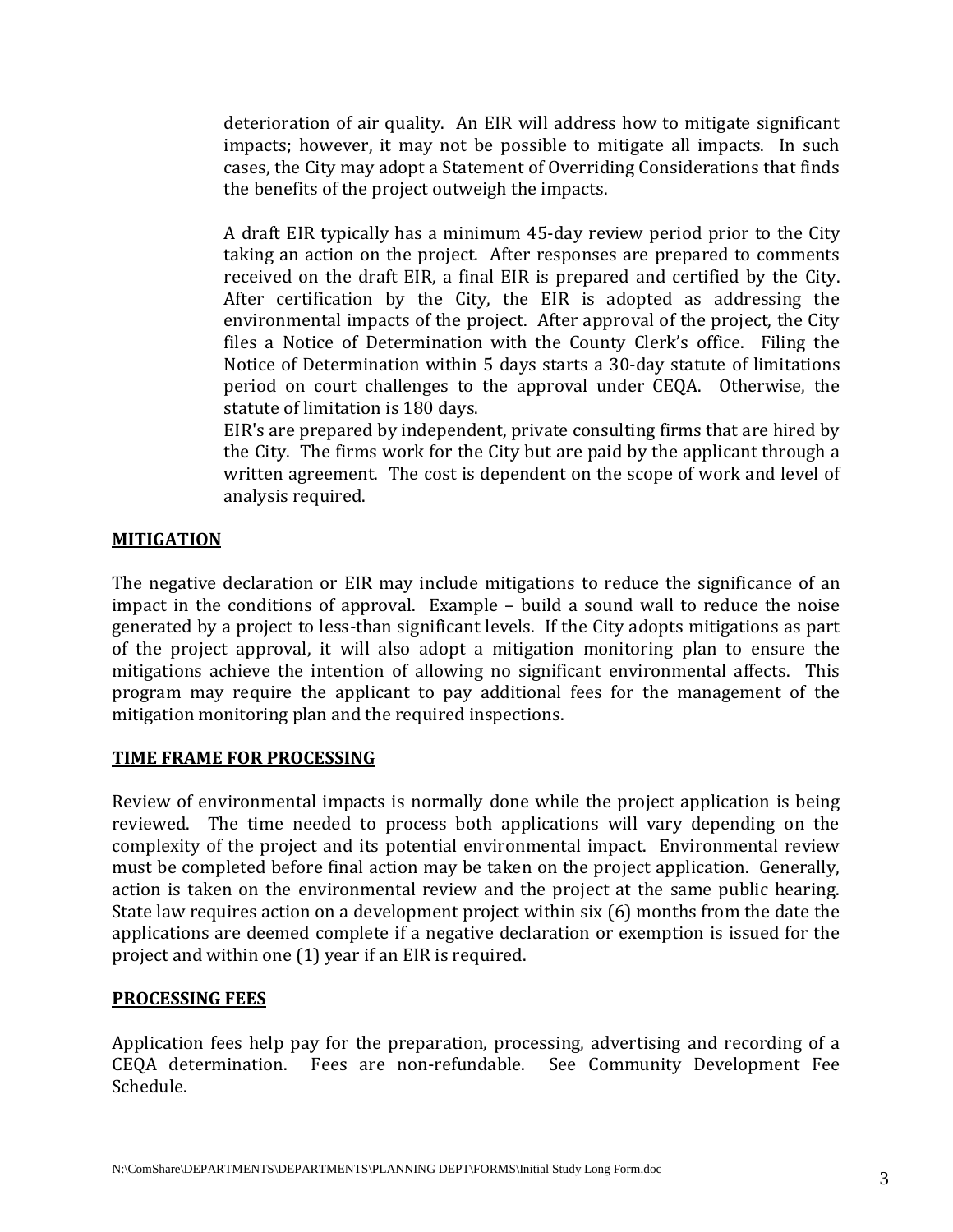deterioration of air quality. An EIR will address how to mitigate significant impacts; however, it may not be possible to mitigate all impacts. In such cases, the City may adopt a Statement of Overriding Considerations that finds the benefits of the project outweigh the impacts.

A draft EIR typically has a minimum 45-day review period prior to the City taking an action on the project. After responses are prepared to comments received on the draft EIR, a final EIR is prepared and certified by the City. After certification by the City, the EIR is adopted as addressing the environmental impacts of the project. After approval of the project, the City files a Notice of Determination with the County Clerk's office. Filing the Notice of Determination within 5 days starts a 30-day statute of limitations period on court challenges to the approval under CEQA. Otherwise, the statute of limitation is 180 days.

EIR's are prepared by independent, private consulting firms that are hired by the City. The firms work for the City but are paid by the applicant through a written agreement. The cost is dependent on the scope of work and level of analysis required.

**MITIGATION**

The negative declaration or EIR may include mitigations to reduce the significance of an impact in the conditions of approval. Example – build a sound wall to reduce the noise generated by a project to less-than significant levels. If the City adopts mitigations as part of the project approval, it will also adopt a mitigation monitoring plan to ensure the mitigations achieve the intention of allowing no significant environmental affects. This program may require the applicant to pay additional fees for the management of the mitigation monitoring plan and the required inspections.

**TIME FRAME FOR PROCESSING**

Review of environmental impacts is normally done while the project application is being reviewed. The time needed to process both applications will vary depending on the complexity of the project and its potential environmental impact. Environmental review must be completed before final action may be taken on the project application. Generally, action is taken on the environmental review and the project at the same public hearing. State law requires action on a development project within six (6) months from the date the applications are deemed complete if a negative declaration or exemption is issued for the project and within one (1) year if an EIR is required.

**PROCESSING FEES**

Application fees help pay for the preparation, processing, advertising and recording of a CEQA determination. Fees are non-refundable. See Community Development Fee Schedule.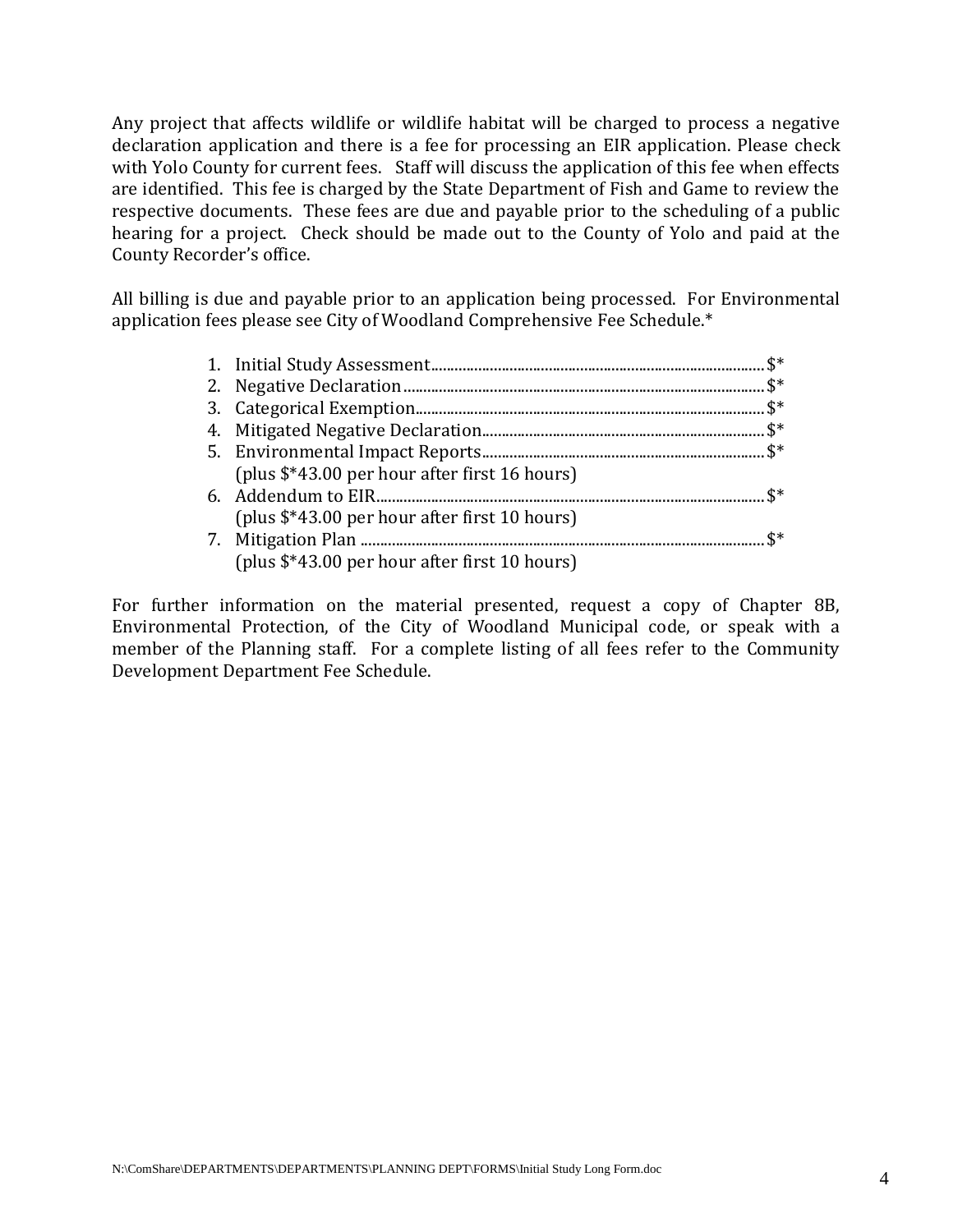Any project that affects wildlife or wildlife habitat will be charged to process a negative declaration application and there is a fee for processing an EIR application. Please check with Yolo County for current fees. Staff will discuss the application of this fee when effects are identified. This fee is charged by the State Department of Fish and Game to review the respective documents. These fees are due and payable prior to the scheduling of a public hearing for a project. Check should be made out to the County of Yolo and paid at the County Recorder's office.

All billing is due and payable prior to an application being processed. For Environmental application fees please see City of Woodland Comprehensive Fee Schedule.*

1. Initial Study Assessment....................................................................................$*
2. Negative Declaration...........................................................................................$*
3. Categorical Exemption........................................................................................$*
4. Mitigated Negative Declaration.........................................................................$*
5. Environmental Impact Reports.........................................................................$*
   (plus $*43.00 per hour after first 16 hours)
6. Addendum to EIR..................................................................................................$*
   (plus $*43.00 per hour after first 10 hours)
7. Mitigation Plan .....................................................................................................$*
   (plus $*43.00 per hour after first 10 hours)

For further information on the material presented, request a copy of Chapter 8B, Environmental Protection, of the City of Woodland Municipal code, or speak with a member of the Planning staff. For a complete listing of all fees refer to the Community Development Department Fee Schedule.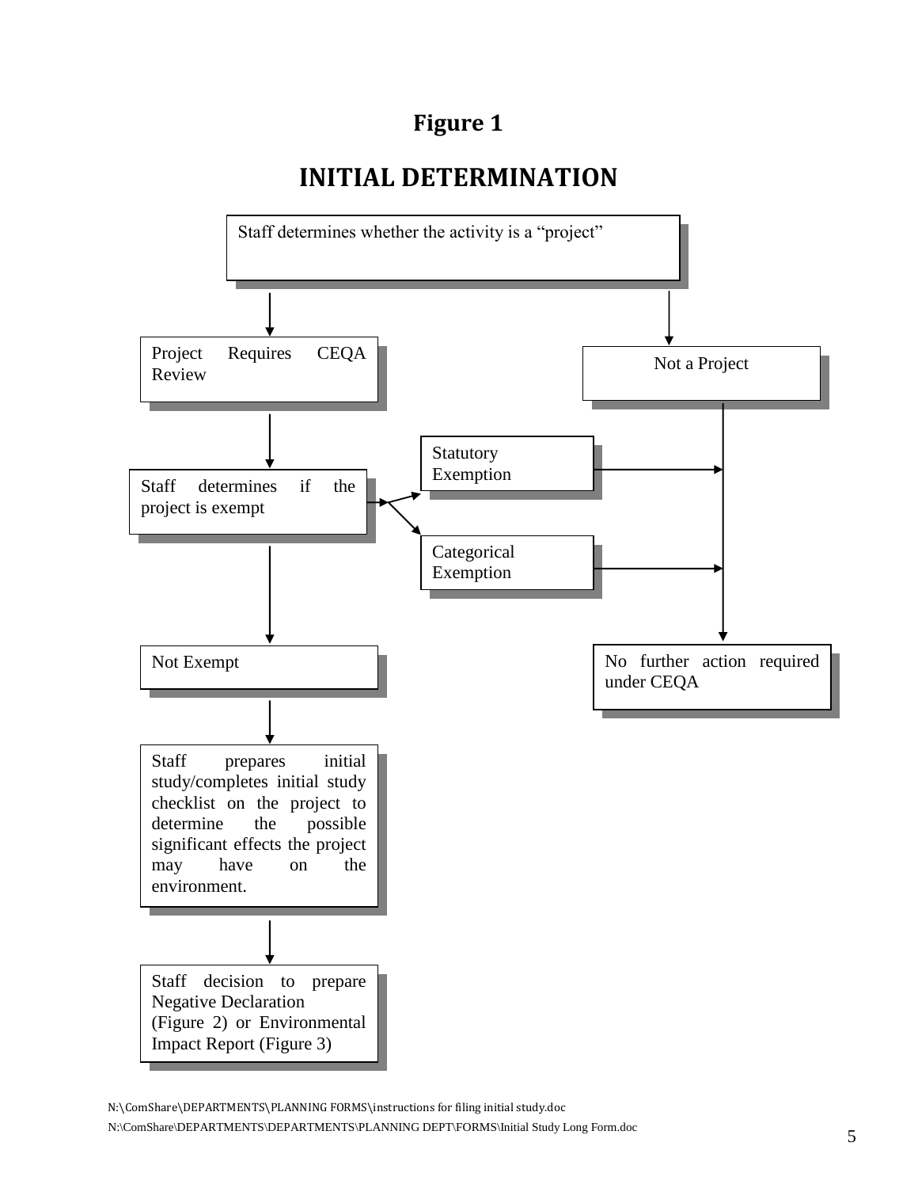# Figure 1

## INITIAL DETERMINATION

Staff determines whether the activity is a "project"

Project Requires CEQA Review

Not a Project

Staff determines if the project is exempt

Statutory Exemption

Categorical Exemption

Not Exempt

No further action required under CEQA

Staff prepares initial study/completes initial study checklist on the project to determine the possible significant effects the project may have on the environment.

Staff decision to prepare Negative Declaration (Figure 2) or Environmental Impact Report (Figure 3)

N:\ComShare\DEPARTMENTS\PLANNING FORMS\instructions for filing initial study.doc
N:\ComShare\DEPARTMENTS\DEPARTMENTS\PLANNING DEPT\FORMS\Initial Study Long Form.doc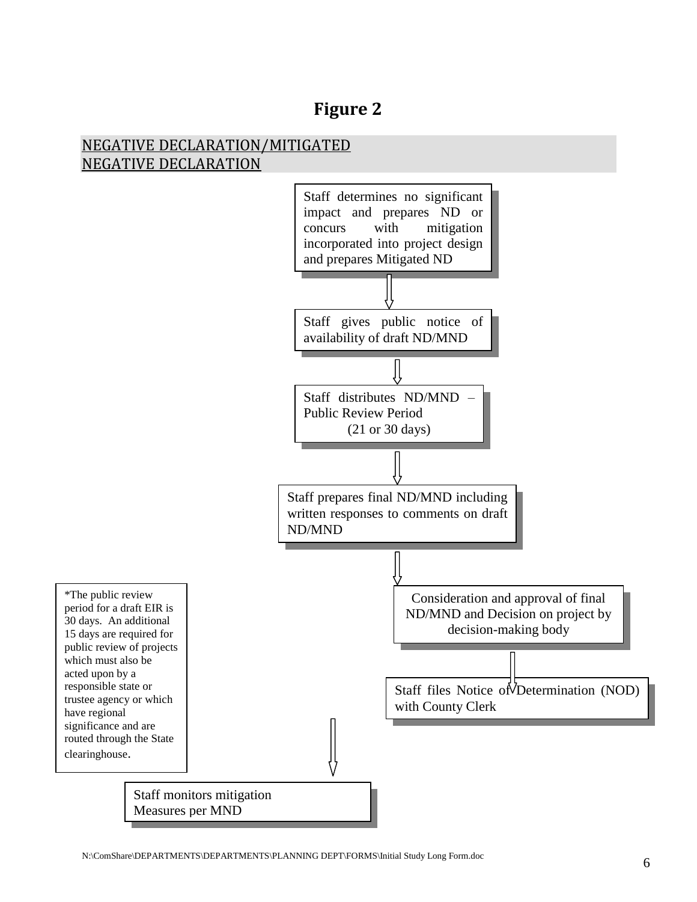# Figure 2

## NEGATIVE DECLARATION/MITIGATED NEGATIVE DECLARATION

Staff determines no significant impact and prepares ND or concurs with mitigation incorporated into project design and prepares Mitigated ND

↓

Staff gives public notice of availability of draft ND/MND

↓

Staff distributes ND/MND – Public Review Period (21 or 30 days)

↓

Staff prepares final ND/MND including written responses to comments on draft ND/MND

↓

Consideration and approval of final ND/MND and Decision on project by decision-making body

↓

Staff files Notice of Determination (NOD) with County Clerk

↓

Staff monitors mitigation Measures per MND

*The public review period for a draft EIR is 30 days. An additional 15 days are required for public review of projects which must also be acted upon by a responsible state or trustee agency or which have regional significance and are routed through the State clearinghouse.

N:\ComShare\DEPARTMENTS\DEPARTMENTS\PLANNING DEPT\FORMS\Initial Study Long Form.doc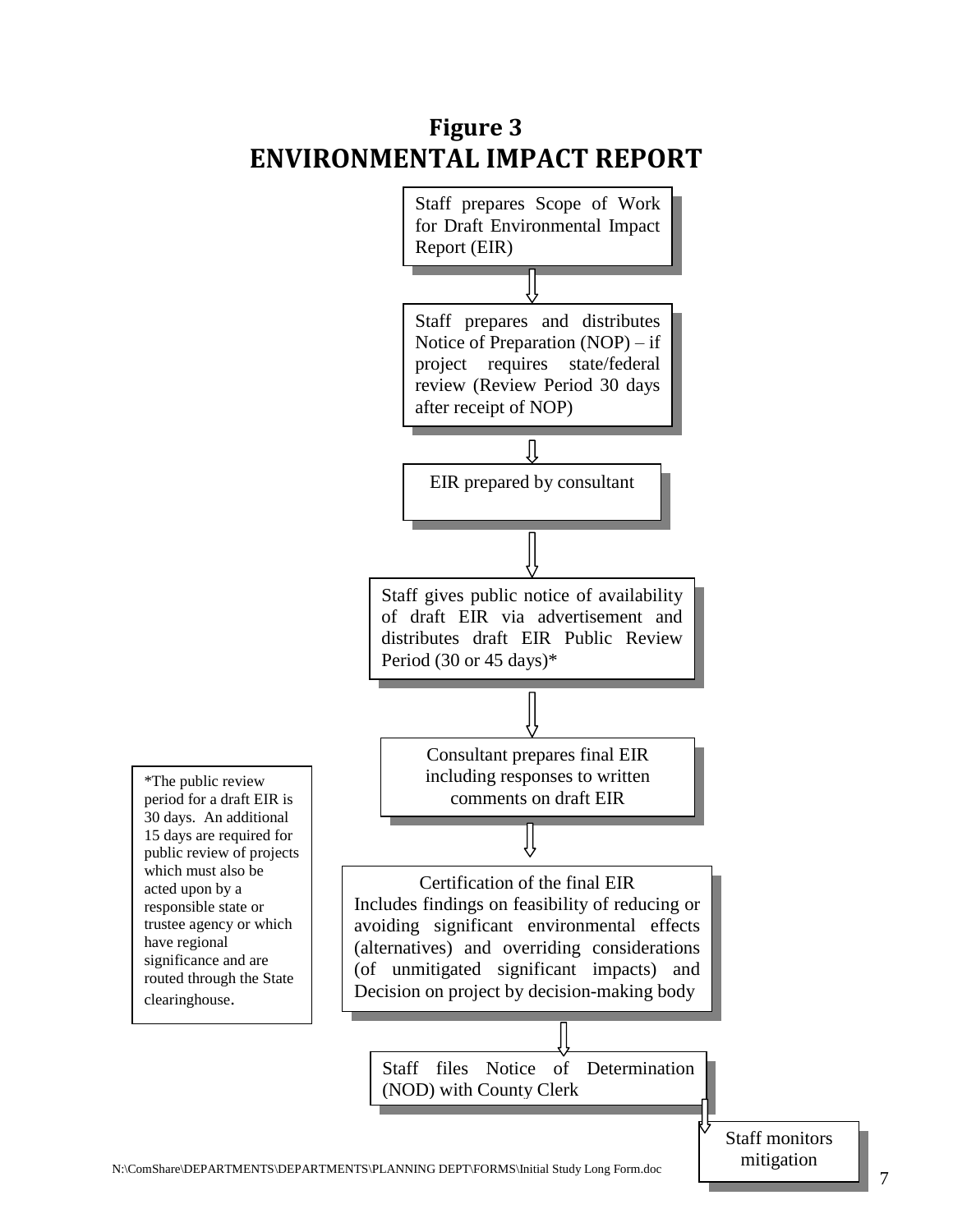# Figure 3
# ENVIRONMENTAL IMPACT REPORT

Staff prepares Scope of Work for Draft Environmental Impact Report (EIR)

Staff prepares and distributes Notice of Preparation (NOP) – if project requires state/federal review (Review Period 30 days after receipt of NOP)

EIR prepared by consultant

Staff gives public notice of availability of draft EIR via advertisement and distributes draft EIR Public Review Period (30 or 45 days)*

Consultant prepares final EIR including responses to written comments on draft EIR

Certification of the final EIR
Includes findings on feasibility of reducing or avoiding significant environmental effects (alternatives) and overriding considerations (of unmitigated significant impacts) and Decision on project by decision-making body

Staff files Notice of Determination (NOD) with County Clerk

Staff monitors mitigation

*The public review period for a draft EIR is 30 days. An additional 15 days are required for public review of projects which must also be acted upon by a responsible state or trustee agency or which have regional significance and are routed through the State clearinghouse.

N:\ComShare\DEPARTMENTS\DEPARTMENTS\PLANNING DEPT\FORMS\Initial Study Long Form.doc